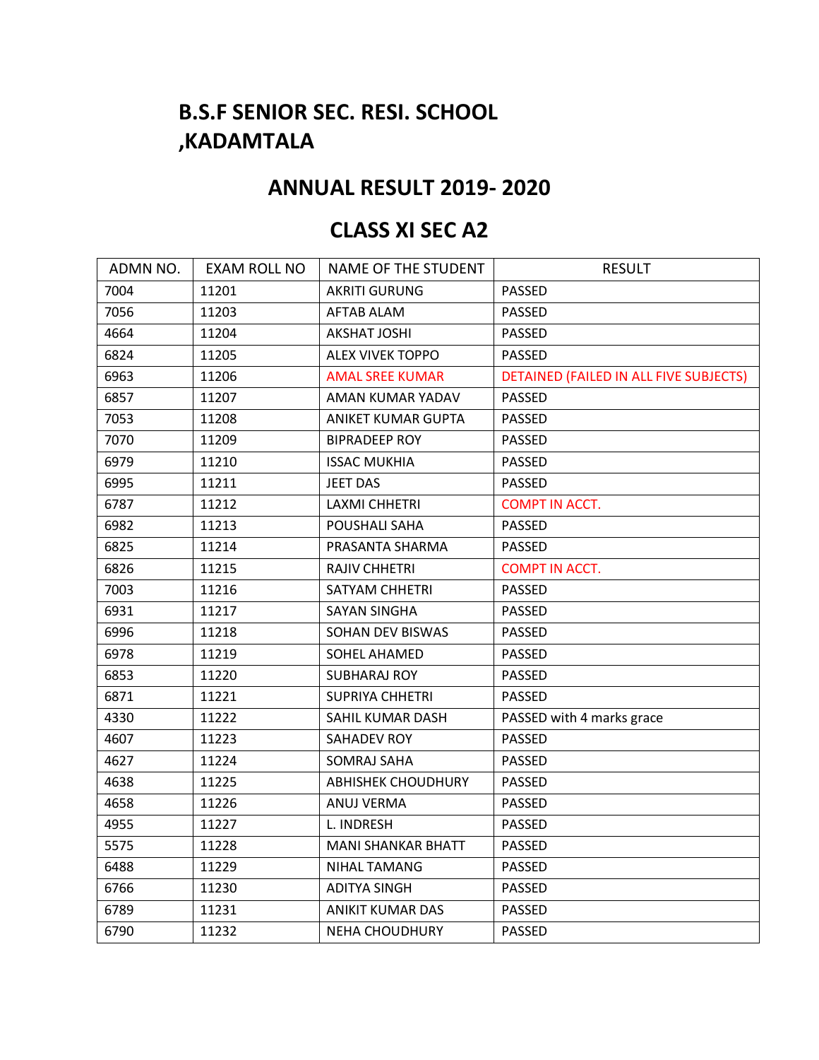# B.S.F SENIOR SEC. RESI. SCHOOL ,KADAMTALA

## ANNUAL RESULT 2019- 2020

## CLASS XI SEC A2

| ADMN NO. | EXAM ROLL NO | NAME OF THE STUDENT | RESULT |
|---|---|---|---|
| 7004 | 11201 | AKRITI GURUNG | PASSED |
| 7056 | 11203 | AFTAB ALAM | PASSED |
| 4664 | 11204 | AKSHAT JOSHI | PASSED |
| 6824 | 11205 | ALEX VIVEK TOPPO | PASSED |
| 6963 | 11206 | AMAL SREE KUMAR | DETAINED (FAILED IN ALL FIVE SUBJECTS) |
| 6857 | 11207 | AMAN KUMAR YADAV | PASSED |
| 7053 | 11208 | ANIKET KUMAR GUPTA | PASSED |
| 7070 | 11209 | BIPRADEEP ROY | PASSED |
| 6979 | 11210 | ISSAC MUKHIA | PASSED |
| 6995 | 11211 | JEET DAS | PASSED |
| 6787 | 11212 | LAXMI CHHETRI | COMPT IN ACCT. |
| 6982 | 11213 | POUSHALI SAHA | PASSED |
| 6825 | 11214 | PRASANTA SHARMA | PASSED |
| 6826 | 11215 | RAJIV CHHETRI | COMPT IN ACCT. |
| 7003 | 11216 | SATYAM CHHETRI | PASSED |
| 6931 | 11217 | SAYAN SINGHA | PASSED |
| 6996 | 11218 | SOHAN DEV BISWAS | PASSED |
| 6978 | 11219 | SOHEL AHAMED | PASSED |
| 6853 | 11220 | SUBHARAJ ROY | PASSED |
| 6871 | 11221 | SUPRIYA CHHETRI | PASSED |
| 4330 | 11222 | SAHIL KUMAR DASH | PASSED with 4 marks grace |
| 4607 | 11223 | SAHADEV ROY | PASSED |
| 4627 | 11224 | SOMRAJ SAHA | PASSED |
| 4638 | 11225 | ABHISHEK CHOUDHURY | PASSED |
| 4658 | 11226 | ANUJ VERMA | PASSED |
| 4955 | 11227 | L. INDRESH | PASSED |
| 5575 | 11228 | MANI SHANKAR BHATT | PASSED |
| 6488 | 11229 | NIHAL TAMANG | PASSED |
| 6766 | 11230 | ADITYA SINGH | PASSED |
| 6789 | 11231 | ANIKIT KUMAR DAS | PASSED |
| 6790 | 11232 | NEHA CHOUDHURY | PASSED |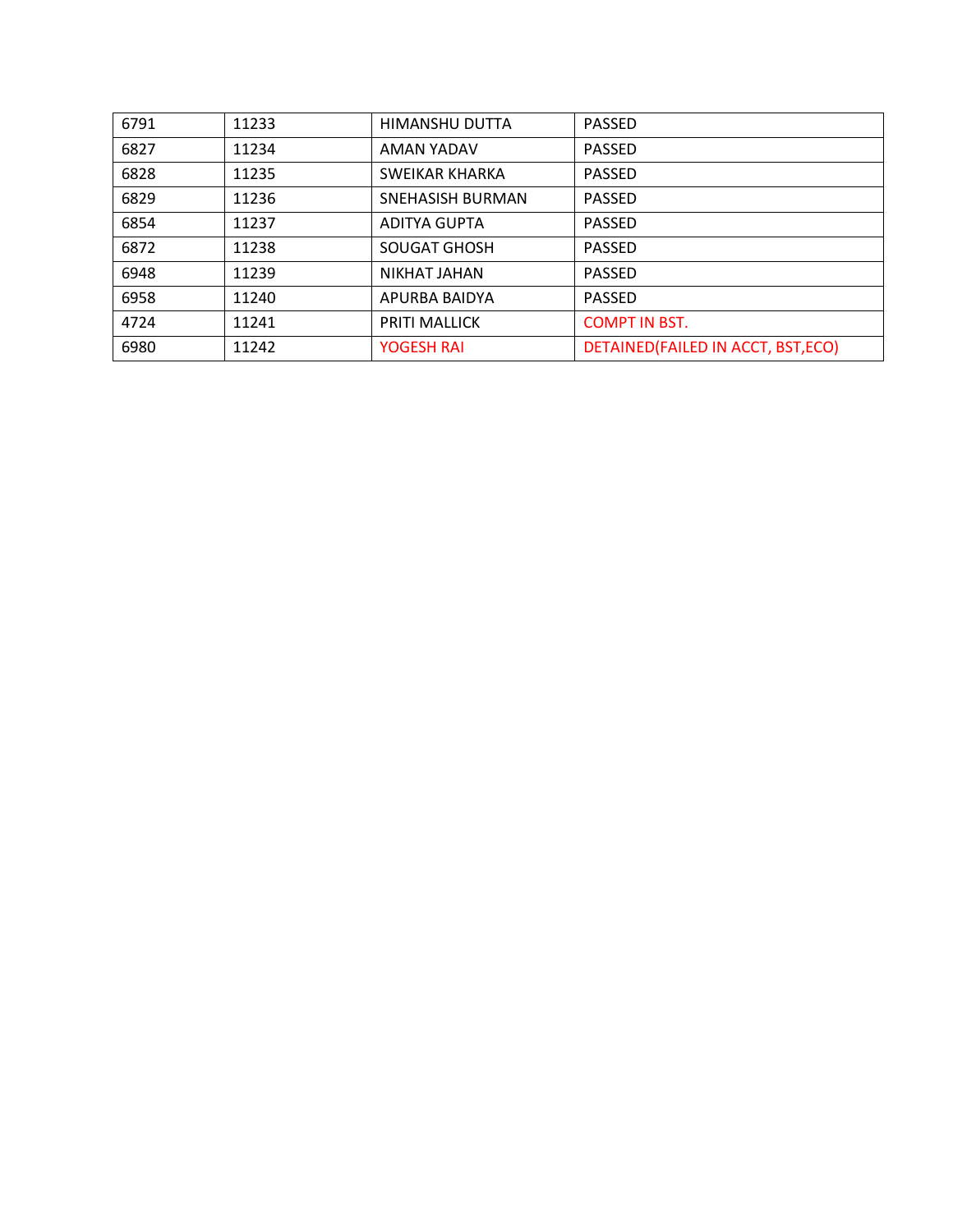| | | | |
|---|---|---|---|
| 6791 | 11233 | HIMANSHU DUTTA | PASSED |
| 6827 | 11234 | AMAN YADAV | PASSED |
| 6828 | 11235 | SWEIKAR KHARKA | PASSED |
| 6829 | 11236 | SNEHASISH BURMAN | PASSED |
| 6854 | 11237 | ADITYA GUPTA | PASSED |
| 6872 | 11238 | SOUGAT GHOSH | PASSED |
| 6948 | 11239 | NIKHAT JAHAN | PASSED |
| 6958 | 11240 | APURBA BAIDYA | PASSED |
| 4724 | 11241 | PRITI MALLICK | COMPT IN BST. |
| 6980 | 11242 | YOGESH RAI | DETAINED(FAILED IN ACCT, BST,ECO) |